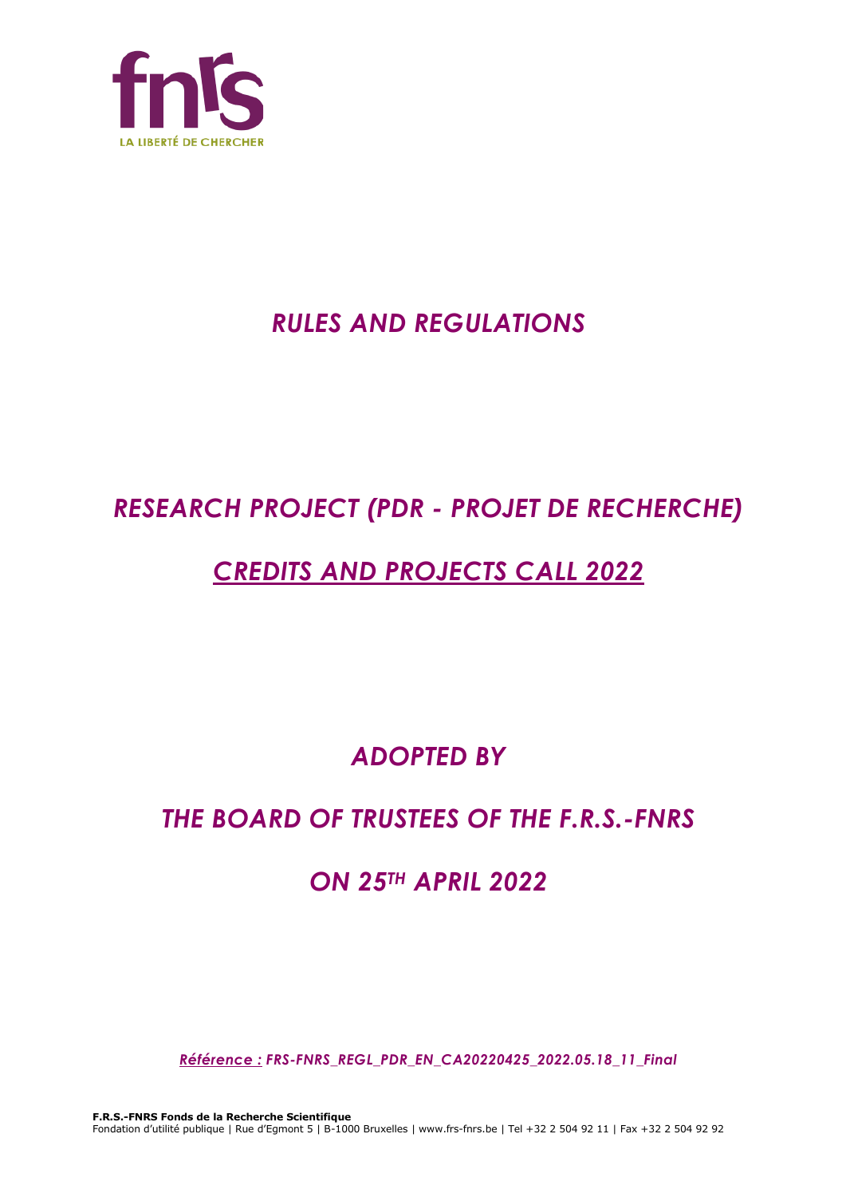fnrs

LA LIBERTÉ DE CHERCHER

# *RULES AND REGULATIONS*

# *RESEARCH PROJECT (PDR - PROJET DE RECHERCHE)*

## *CREDITS AND PROJECTS CALL 2022*

## *ADOPTED BY*

## *THE BOARD OF TRUSTEES OF THE F.R.S.-FNRS*

## *ON 25TH APRIL 2022*

*Référence : FRS-FNRS_REGL_PDR_EN_CA20220425_2022.05.18_11_Final*

**F.R.S.-FNRS Fonds de la Recherche Scientifique**
Fondation d'utilité publique | Rue d'Egmont 5 | B-1000 Bruxelles | www.frs-fnrs.be | Tel +32 2 504 92 11 | Fax +32 2 504 92 92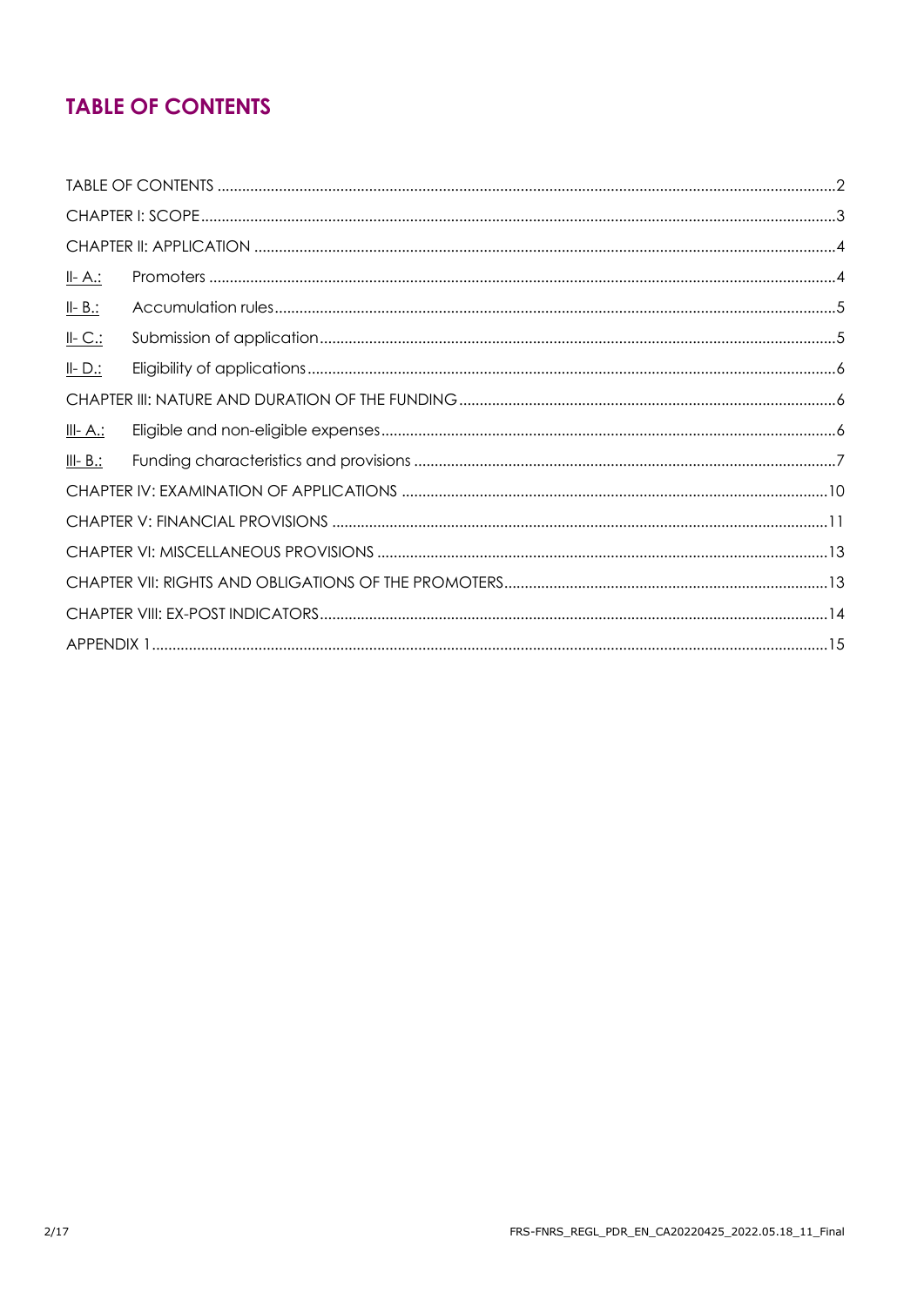# TABLE OF CONTENTS

| | | |
|---|---|---|
| TABLE OF CONTENTS | | 2 |
| CHAPTER I: SCOPE | | 3 |
| CHAPTER II: APPLICATION | | 4 |
| II- A.: | Promoters | 4 |
| II- B.: | Accumulation rules | 5 |
| II- C.: | Submission of application | 5 |
| II- D.: | Eligibility of applications | 6 |
| CHAPTER III: NATURE AND DURATION OF THE FUNDING | | 6 |
| III- A.: | Eligible and non-eligible expenses | 6 |
| III- B.: | Funding characteristics and provisions | 7 |
| CHAPTER IV: EXAMINATION OF APPLICATIONS | | 10 |
| CHAPTER V: FINANCIAL PROVISIONS | | 11 |
| CHAPTER VI: MISCELLANEOUS PROVISIONS | | 13 |
| CHAPTER VII: RIGHTS AND OBLIGATIONS OF THE PROMOTERS | | 13 |
| CHAPTER VIII: EX-POST INDICATORS | | 14 |
| APPENDIX 1 | | 15 |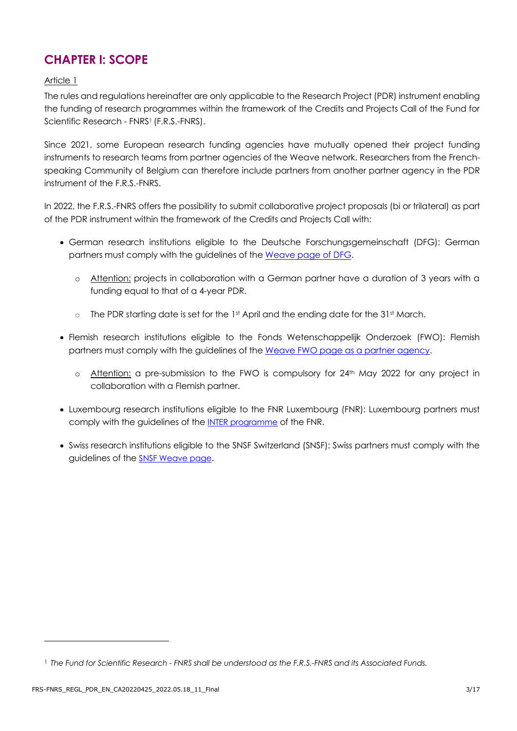# CHAPTER I: SCOPE

Article 1

The rules and regulations hereinafter are only applicable to the Research Project (PDR) instrument enabling the funding of research programmes within the framework of the Credits and Projects Call of the Fund for Scientific Research - FNRS[1] (F.R.S.-FNRS).

Since 2021, some European research funding agencies have mutually opened their project funding instruments to research teams from partner agencies of the Weave network. Researchers from the French-speaking Community of Belgium can therefore include partners from another partner agency in the PDR instrument of the F.R.S.-FNRS.

In 2022, the F.R.S.-FNRS offers the possibility to submit collaborative project proposals (bi or trilateral) as part of the PDR instrument within the framework of the Credits and Projects Call with:

- German research institutions eligible to the Deutsche Forschungsgemeinschaft (DFG): German partners must comply with the guidelines of the Weave page of DFG.
  - Attention: projects in collaboration with a German partner have a duration of 3 years with a funding equal to that of a 4-year PDR.
  - The PDR starting date is set for the 1st April and the ending date for the 31st March.
- Flemish research institutions eligible to the Fonds Wetenschappelijk Onderzoek (FWO): Flemish partners must comply with the guidelines of the Weave FWO page as a partner agency.
  - Attention: a pre-submission to the FWO is compulsory for 24th May 2022 for any project in collaboration with a Flemish partner.
- Luxembourg research institutions eligible to the FNR Luxembourg (FNR): Luxembourg partners must comply with the guidelines of the INTER programme of the FNR.
- Swiss research institutions eligible to the SNSF Switzerland (SNSF): Swiss partners must comply with the guidelines of the SNSF Weave page.

[1] *The Fund for Scientific Research - FNRS shall be understood as the F.R.S.-FNRS and its Associated Funds.*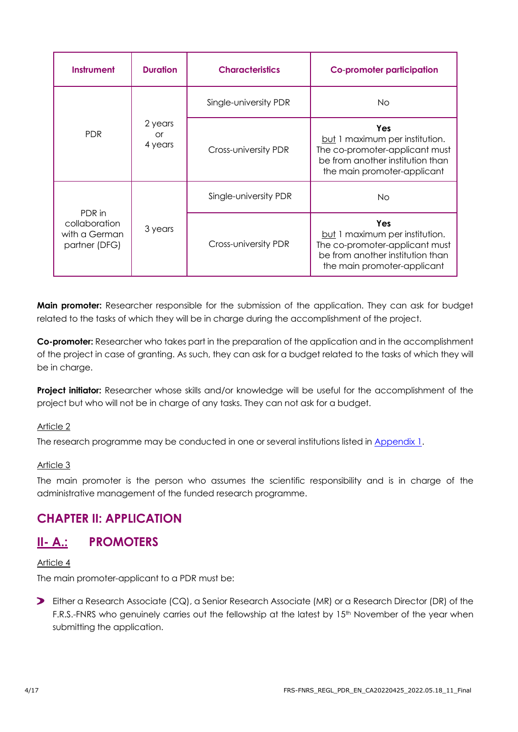| Instrument | Duration | Characteristics | Co-promoter participation |
| --- | --- | --- | --- |
| PDR | 2 years or 4 years | Single-university PDR | No |
| | | Cross-university PDR | **Yes** <u>but</u> 1 maximum per institution. The co-promoter-applicant must be from another institution than the main promoter-applicant |
| PDR in collaboration with a German partner (DFG) | 3 years | Single-university PDR | No |
| | | Cross-university PDR | **Yes** <u>but</u> 1 maximum per institution. The co-promoter-applicant must be from another institution than the main promoter-applicant |

**Main promoter:** Researcher responsible for the submission of the application. They can ask for budget related to the tasks of which they will be in charge during the accomplishment of the project.

**Co-promoter:** Researcher who takes part in the preparation of the application and in the accomplishment of the project in case of granting. As such, they can ask for a budget related to the tasks of which they will be in charge.

**Project initiator:** Researcher whose skills and/or knowledge will be useful for the accomplishment of the project but who will not be in charge of any tasks. They can not ask for a budget.

<u>Article 2</u>

The research programme may be conducted in one or several institutions listed in Appendix 1.

<u>Article 3</u>

The main promoter is the person who assumes the scientific responsibility and is in charge of the administrative management of the funded research programme.

## CHAPTER II: APPLICATION

### <u>II- A.:</u> PROMOTERS

<u>Article 4</u>

The main promoter-applicant to a PDR must be:

- Either a Research Associate (CQ), a Senior Research Associate (MR) or a Research Director (DR) of the F.R.S.-FNRS who genuinely carries out the fellowship at the latest by 15th November of the year when submitting the application.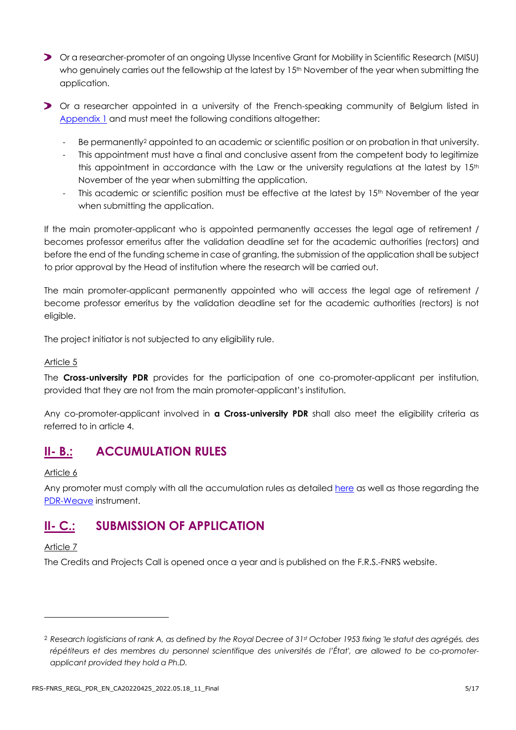- Or a researcher-promoter of an ongoing Ulysse Incentive Grant for Mobility in Scientific Research (MISU) who genuinely carries out the fellowship at the latest by 15th November of the year when submitting the application.

- Or a researcher appointed in a university of the French-speaking community of Belgium listed in Appendix 1 and must meet the following conditions altogether:
  - Be permanently[2] appointed to an academic or scientific position or on probation in that university.
  - This appointment must have a final and conclusive assent from the competent body to legitimize this appointment in accordance with the Law or the university regulations at the latest by 15th November of the year when submitting the application.
  - This academic or scientific position must be effective at the latest by 15th November of the year when submitting the application.

If the main promoter-applicant who is appointed permanently accesses the legal age of retirement / becomes professor emeritus after the validation deadline set for the academic authorities (rectors) and before the end of the funding scheme in case of granting, the submission of the application shall be subject to prior approval by the Head of institution where the research will be carried out.

The main promoter-applicant permanently appointed who will access the legal age of retirement / become professor emeritus by the validation deadline set for the academic authorities (rectors) is not eligible.

The project initiator is not subjected to any eligibility rule.

Article 5

The **Cross-university PDR** provides for the participation of one co-promoter-applicant per institution, provided that they are not from the main promoter-applicant's institution.

Any co-promoter-applicant involved in **a Cross-university PDR** shall also meet the eligibility criteria as referred to in article 4.

## II- B.: ACCUMULATION RULES

Article 6

Any promoter must comply with all the accumulation rules as detailed here as well as those regarding the PDR-Weave instrument.

## II- C.: SUBMISSION OF APPLICATION

Article 7

The Credits and Projects Call is opened once a year and is published on the F.R.S.-FNRS website.

---

[2] *Research logisticians of rank A, as defined by the Royal Decree of 31st October 1953 fixing 'le statut des agrégés, des répétiteurs et des membres du personnel scientifique des universités de l'État', are allowed to be co-promoter-applicant provided they hold a Ph.D.*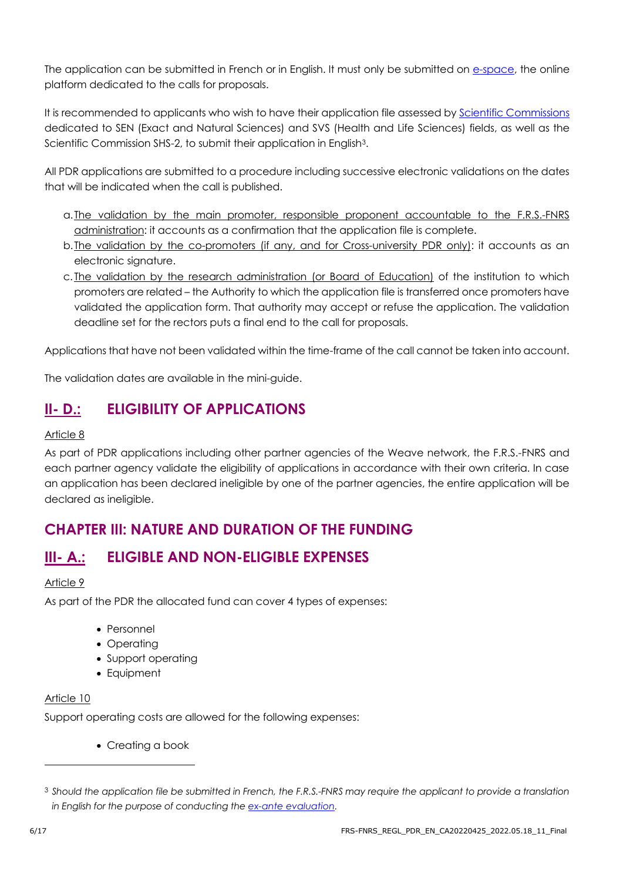The application can be submitted in French or in English. It must only be submitted on [e-space](), the online platform dedicated to the calls for proposals.

It is recommended to applicants who wish to have their application file assessed by [Scientific Commissions]() dedicated to SEN (Exact and Natural Sciences) and SVS (Health and Life Sciences) fields, as well as the Scientific Commission SHS-2, to submit their application in English[3].

All PDR applications are submitted to a procedure including successive electronic validations on the dates that will be indicated when the call is published.

a. The validation by the main promoter, responsible proponent accountable to the F.R.S.-FNRS administration: it accounts as a confirmation that the application file is complete.
b. The validation by the co-promoters (if any, and for Cross-university PDR only): it accounts as an electronic signature.
c. The validation by the research administration (or Board of Education) of the institution to which promoters are related – the Authority to which the application file is transferred once promoters have validated the application form. That authority may accept or refuse the application. The validation deadline set for the rectors puts a final end to the call for proposals.

Applications that have not been validated within the time-frame of the call cannot be taken into account.

The validation dates are available in the mini-guide.

## II- D.: ELIGIBILITY OF APPLICATIONS

Article 8

As part of PDR applications including other partner agencies of the Weave network, the F.R.S.-FNRS and each partner agency validate the eligibility of applications in accordance with their own criteria. In case an application has been declared ineligible by one of the partner agencies, the entire application will be declared as ineligible.

# CHAPTER III: NATURE AND DURATION OF THE FUNDING

## III- A.: ELIGIBLE AND NON-ELIGIBLE EXPENSES

Article 9

As part of the PDR the allocated fund can cover 4 types of expenses:

- Personnel
- Operating
- Support operating
- Equipment

Article 10

Support operating costs are allowed for the following expenses:

- Creating a book

[3] *Should the application file be submitted in French, the F.R.S.-FNRS may require the applicant to provide a translation in English for the purpose of conducting the [ex-ante evaluation]().*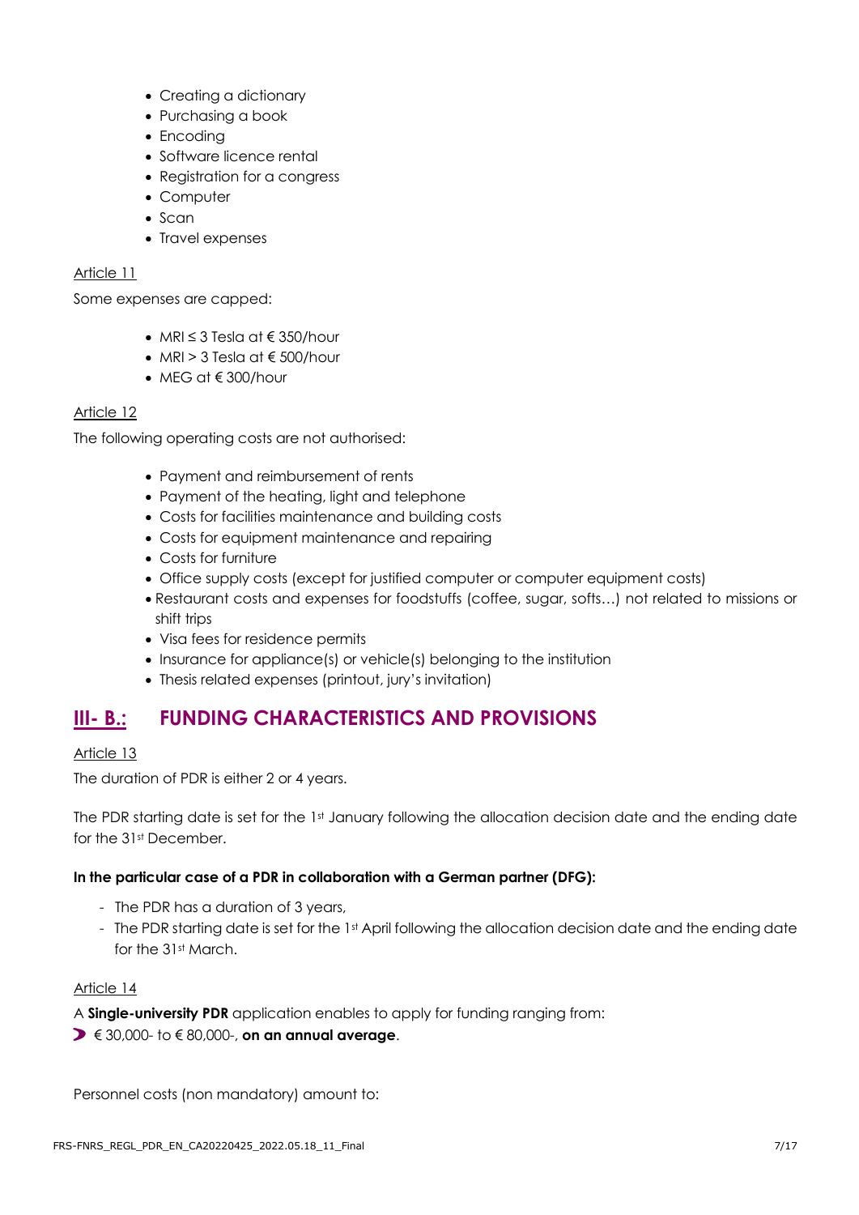- Creating a dictionary
- Purchasing a book
- Encoding
- Software licence rental
- Registration for a congress
- Computer
- Scan
- Travel expenses

Article 11

Some expenses are capped:

- MRI ≤ 3 Tesla at € 350/hour
- MRI > 3 Tesla at € 500/hour
- MEG at € 300/hour

Article 12

The following operating costs are not authorised:

- Payment and reimbursement of rents
- Payment of the heating, light and telephone
- Costs for facilities maintenance and building costs
- Costs for equipment maintenance and repairing
- Costs for furniture
- Office supply costs (except for justified computer or computer equipment costs)
- Restaurant costs and expenses for foodstuffs (coffee, sugar, softs…) not related to missions or shift trips
- Visa fees for residence permits
- Insurance for appliance(s) or vehicle(s) belonging to the institution
- Thesis related expenses (printout, jury's invitation)

## III- B.: FUNDING CHARACTERISTICS AND PROVISIONS

Article 13

The duration of PDR is either 2 or 4 years.

The PDR starting date is set for the 1st January following the allocation decision date and the ending date for the 31st December.

**In the particular case of a PDR in collaboration with a German partner (DFG):**

- The PDR has a duration of 3 years,
- The PDR starting date is set for the 1st April following the allocation decision date and the ending date for the 31st March.

Article 14

A **Single-university PDR** application enables to apply for funding ranging from:

- € 30,000- to € 80,000-, **on an annual average**.

Personnel costs (non mandatory) amount to: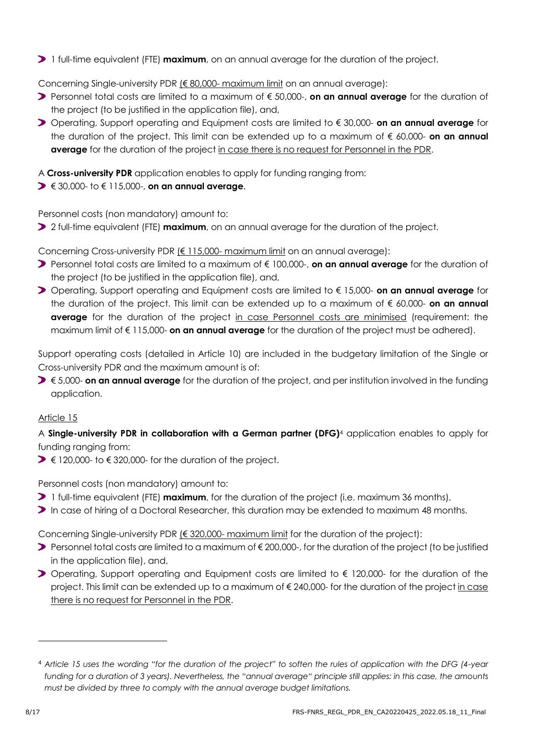- 1 full-time equivalent (FTE) **maximum**, on an annual average for the duration of the project.

Concerning Single-university PDR (€ 80,000- maximum limit on an annual average):

- Personnel total costs are limited to a maximum of € 50,000-, **on an annual average** for the duration of the project (to be justified in the application file), and,
- Operating, Support operating and Equipment costs are limited to € 30,000- **on an annual average** for the duration of the project. This limit can be extended up to a maximum of € 60,000- **on an annual average** for the duration of the project in case there is no request for Personnel in the PDR.

A **Cross-university PDR** application enables to apply for funding ranging from:

- € 30,000- to € 115,000-, **on an annual average**.

Personnel costs (non mandatory) amount to:

- 2 full-time equivalent (FTE) **maximum**, on an annual average for the duration of the project.

Concerning Cross-university PDR (€ 115,000- maximum limit on an annual average):

- Personnel total costs are limited to a maximum of € 100,000-, **on an annual average** for the duration of the project (to be justified in the application file), and,
- Operating, Support operating and Equipment costs are limited to € 15,000- **on an annual average** for the duration of the project. This limit can be extended up to a maximum of € 60,000- **on an annual average** for the duration of the project in case Personnel costs are minimised (requirement: the maximum limit of € 115,000- **on an annual average** for the duration of the project must be adhered).

Support operating costs (detailed in Article 10) are included in the budgetary limitation of the Single or Cross-university PDR and the maximum amount is of:

- € 5,000- **on an annual average** for the duration of the project, and per institution involved in the funding application.

Article 15

A **Single-university PDR in collaboration with a German partner (DFG)**[4] application enables to apply for funding ranging from:

- € 120,000- to € 320,000- for the duration of the project.

Personnel costs (non mandatory) amount to:

- 1 full-time equivalent (FTE) **maximum**, for the duration of the project (i.e. maximum 36 months),
- In case of hiring of a Doctoral Researcher, this duration may be extended to maximum 48 months.

Concerning Single-university PDR (€ 320,000- maximum limit for the duration of the project):

- Personnel total costs are limited to a maximum of € 200,000-, for the duration of the project (to be justified in the application file), and,
- Operating, Support operating and Equipment costs are limited to € 120,000- for the duration of the project. This limit can be extended up to a maximum of € 240,000- for the duration of the project in case there is no request for Personnel in the PDR.

---

[4] *Article 15 uses the wording "for the duration of the project" to soften the rules of application with the DFG (4-year funding for a duration of 3 years). Nevertheless, the "annual average" principle still applies: in this case, the amounts must be divided by three to comply with the annual average budget limitations.*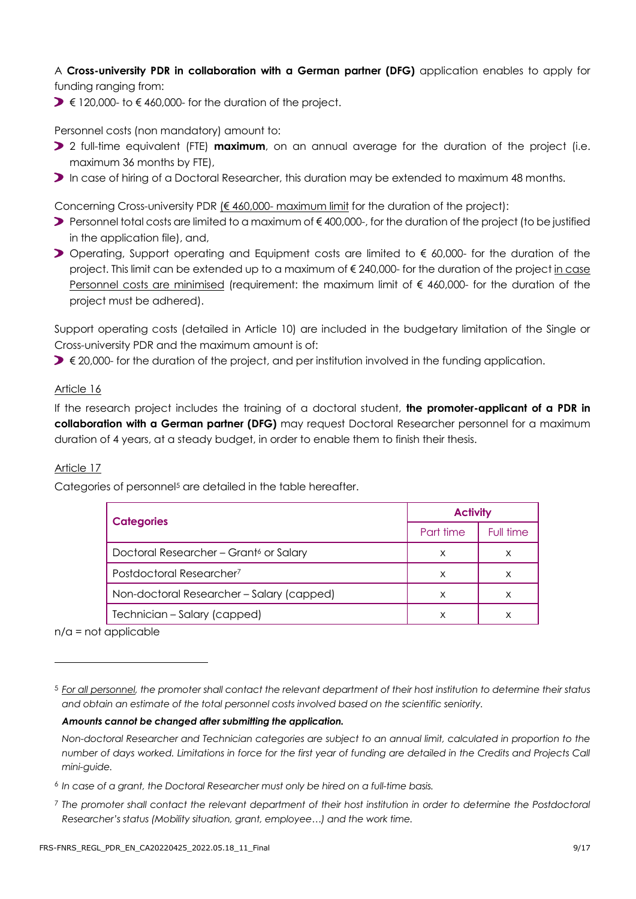A **Cross-university PDR in collaboration with a German partner (DFG)** application enables to apply for funding ranging from:

- € 120,000- to € 460,000- for the duration of the project.

Personnel costs (non mandatory) amount to:

- 2 full-time equivalent (FTE) **maximum**, on an annual average for the duration of the project (i.e. maximum 36 months by FTE),
- In case of hiring of a Doctoral Researcher, this duration may be extended to maximum 48 months.

Concerning Cross-university PDR (€ 460,000- maximum limit for the duration of the project):

- Personnel total costs are limited to a maximum of € 400,000-, for the duration of the project (to be justified in the application file), and,
- Operating, Support operating and Equipment costs are limited to € 60,000- for the duration of the project. This limit can be extended up to a maximum of € 240,000- for the duration of the project in case Personnel costs are minimised (requirement: the maximum limit of € 460,000- for the duration of the project must be adhered).

Support operating costs (detailed in Article 10) are included in the budgetary limitation of the Single or Cross-university PDR and the maximum amount is of:

- € 20,000- for the duration of the project, and per institution involved in the funding application.

## Article 16

If the research project includes the training of a doctoral student, **the promoter-applicant of a PDR in collaboration with a German partner (DFG)** may request Doctoral Researcher personnel for a maximum duration of 4 years, at a steady budget, in order to enable them to finish their thesis.

## Article 17

Categories of personnel[5] are detailed in the table hereafter.

| Categories | Activity | |
|---|---|---|
| | Part time | Full time |
| Doctoral Researcher – Grant[6] or Salary | x | x |
| Postdoctoral Researcher[7] | x | x |
| Non-doctoral Researcher – Salary (capped) | x | x |
| Technician – Salary (capped) | x | x |

n/a = not applicable

---

[5] *For all personnel, the promoter shall contact the relevant department of their host institution to determine their status and obtain an estimate of the total personnel costs involved based on the scientific seniority.*

***Amounts cannot be changed after submitting the application.***

*Non-doctoral Researcher and Technician categories are subject to an annual limit, calculated in proportion to the number of days worked. Limitations in force for the first year of funding are detailed in the Credits and Projects Call mini-guide.*

[6] *In case of a grant, the Doctoral Researcher must only be hired on a full-time basis.*

[7] *The promoter shall contact the relevant department of their host institution in order to determine the Postdoctoral Researcher's status (Mobility situation, grant, employee…) and the work time.*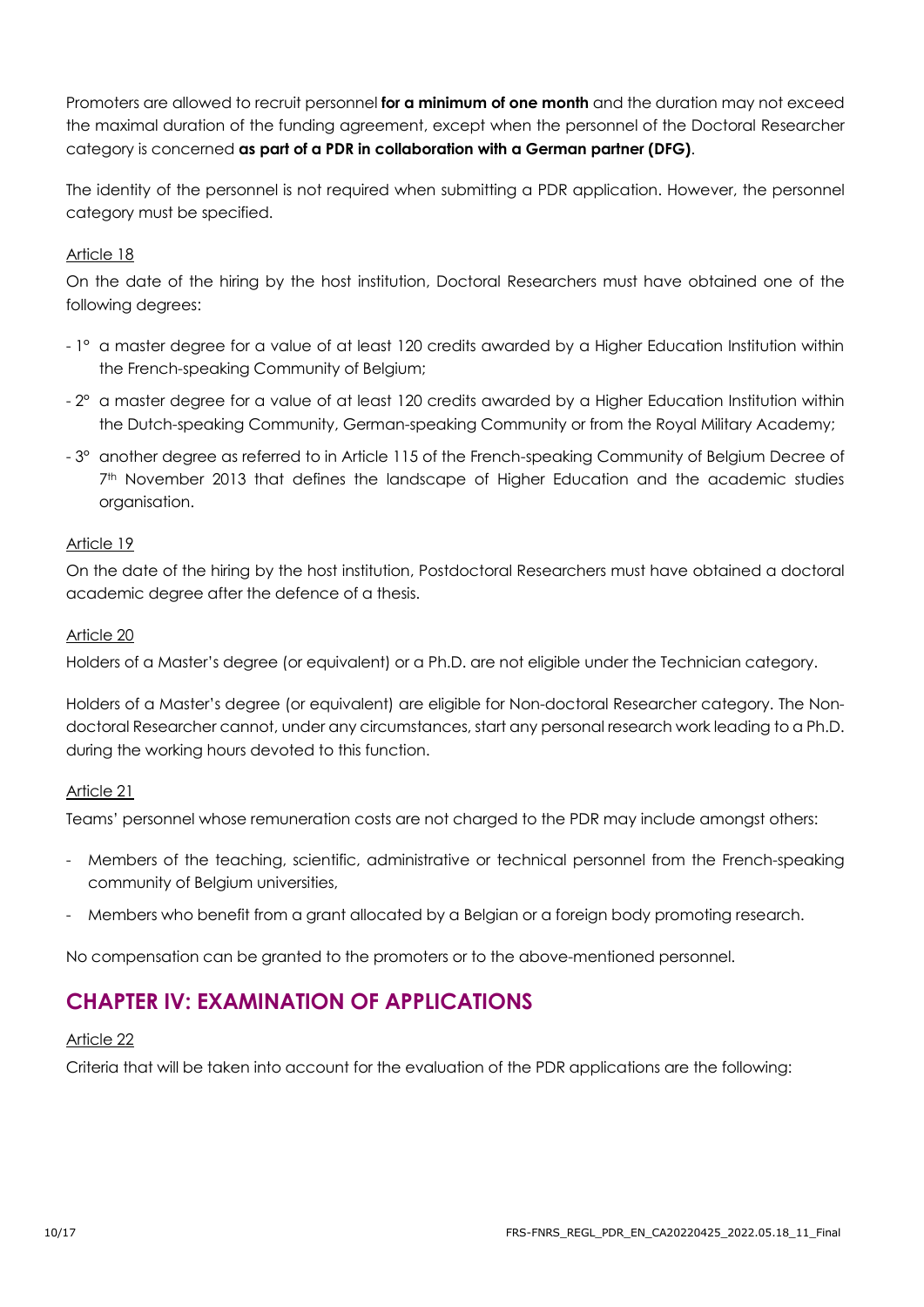Promoters are allowed to recruit personnel **for a minimum of one month** and the duration may not exceed the maximal duration of the funding agreement, except when the personnel of the Doctoral Researcher category is concerned **as part of a PDR in collaboration with a German partner (DFG)**.

The identity of the personnel is not required when submitting a PDR application. However, the personnel category must be specified.

Article 18

On the date of the hiring by the host institution, Doctoral Researchers must have obtained one of the following degrees:

- 1° a master degree for a value of at least 120 credits awarded by a Higher Education Institution within the French-speaking Community of Belgium;
- 2° a master degree for a value of at least 120 credits awarded by a Higher Education Institution within the Dutch-speaking Community, German-speaking Community or from the Royal Military Academy;
- 3° another degree as referred to in Article 115 of the French-speaking Community of Belgium Decree of 7th November 2013 that defines the landscape of Higher Education and the academic studies organisation.

Article 19

On the date of the hiring by the host institution, Postdoctoral Researchers must have obtained a doctoral academic degree after the defence of a thesis.

Article 20

Holders of a Master's degree (or equivalent) or a Ph.D. are not eligible under the Technician category.

Holders of a Master's degree (or equivalent) are eligible for Non-doctoral Researcher category. The Non-doctoral Researcher cannot, under any circumstances, start any personal research work leading to a Ph.D. during the working hours devoted to this function.

Article 21

Teams' personnel whose remuneration costs are not charged to the PDR may include amongst others:

- Members of the teaching, scientific, administrative or technical personnel from the French-speaking community of Belgium universities,
- Members who benefit from a grant allocated by a Belgian or a foreign body promoting research.

No compensation can be granted to the promoters or to the above-mentioned personnel.

## CHAPTER IV: EXAMINATION OF APPLICATIONS

Article 22

Criteria that will be taken into account for the evaluation of the PDR applications are the following: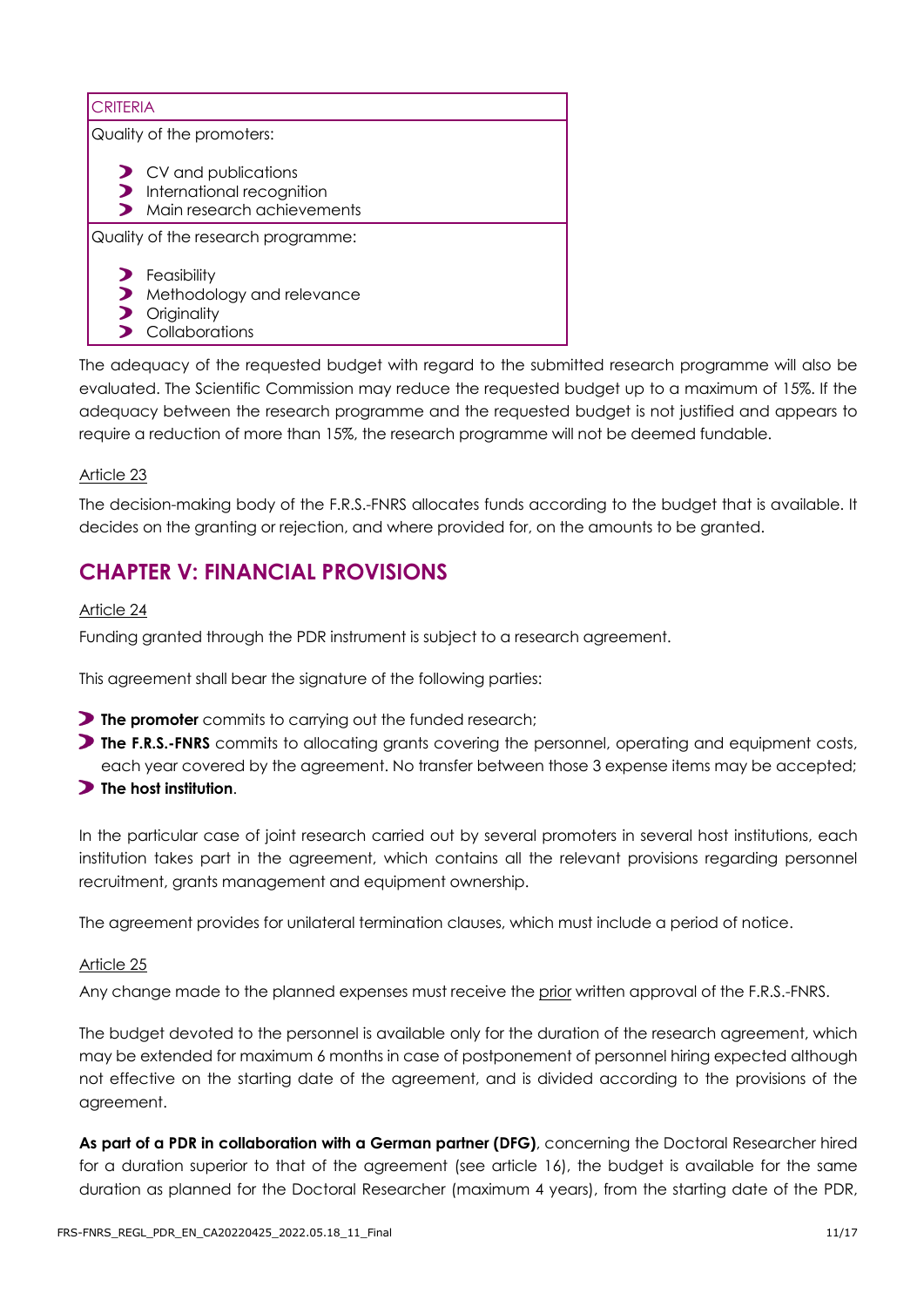| CRITERIA |
| --- |
| Quality of the promoters:<br>- CV and publications<br>- International recognition<br>- Main research achievements |
| Quality of the research programme:<br>- Feasibility<br>- Methodology and relevance<br>- Originality<br>- Collaborations |

The adequacy of the requested budget with regard to the submitted research programme will also be evaluated. The Scientific Commission may reduce the requested budget up to a maximum of 15%. If the adequacy between the research programme and the requested budget is not justified and appears to require a reduction of more than 15%, the research programme will not be deemed fundable.

Article 23

The decision-making body of the F.R.S.-FNRS allocates funds according to the budget that is available. It decides on the granting or rejection, and where provided for, on the amounts to be granted.

## CHAPTER V: FINANCIAL PROVISIONS

Article 24

Funding granted through the PDR instrument is subject to a research agreement.

This agreement shall bear the signature of the following parties:

- **The promoter** commits to carrying out the funded research;
- **The F.R.S.-FNRS** commits to allocating grants covering the personnel, operating and equipment costs, each year covered by the agreement. No transfer between those 3 expense items may be accepted;
- **The host institution**.

In the particular case of joint research carried out by several promoters in several host institutions, each institution takes part in the agreement, which contains all the relevant provisions regarding personnel recruitment, grants management and equipment ownership.

The agreement provides for unilateral termination clauses, which must include a period of notice.

Article 25

Any change made to the planned expenses must receive the prior written approval of the F.R.S.-FNRS.

The budget devoted to the personnel is available only for the duration of the research agreement, which may be extended for maximum 6 months in case of postponement of personnel hiring expected although not effective on the starting date of the agreement, and is divided according to the provisions of the agreement.

**As part of a PDR in collaboration with a German partner (DFG)**, concerning the Doctoral Researcher hired for a duration superior to that of the agreement (see article 16), the budget is available for the same duration as planned for the Doctoral Researcher (maximum 4 years), from the starting date of the PDR,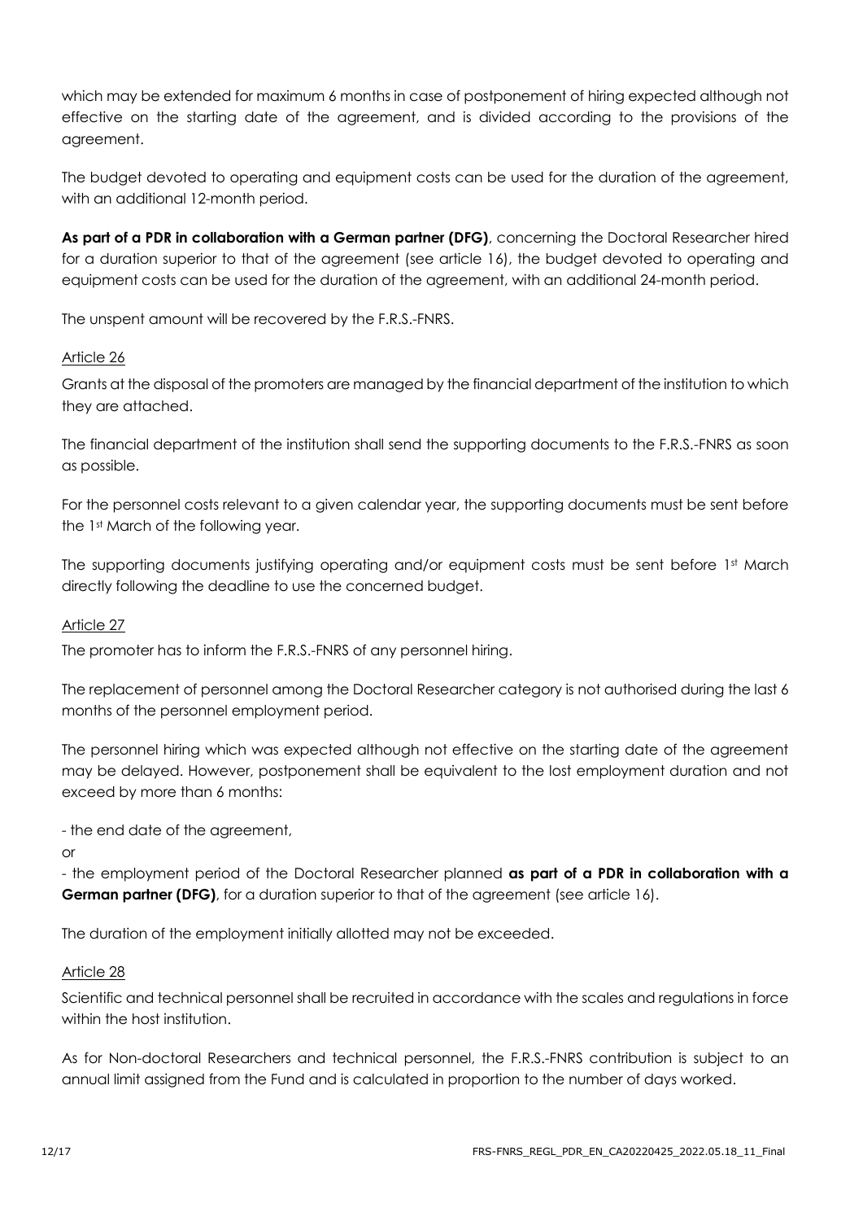which may be extended for maximum 6 months in case of postponement of hiring expected although not effective on the starting date of the agreement, and is divided according to the provisions of the agreement.

The budget devoted to operating and equipment costs can be used for the duration of the agreement, with an additional 12-month period.

**As part of a PDR in collaboration with a German partner (DFG)**, concerning the Doctoral Researcher hired for a duration superior to that of the agreement (see article 16), the budget devoted to operating and equipment costs can be used for the duration of the agreement, with an additional 24-month period.

The unspent amount will be recovered by the F.R.S.-FNRS.

## Article 26

Grants at the disposal of the promoters are managed by the financial department of the institution to which they are attached.

The financial department of the institution shall send the supporting documents to the F.R.S.-FNRS as soon as possible.

For the personnel costs relevant to a given calendar year, the supporting documents must be sent before the 1st March of the following year.

The supporting documents justifying operating and/or equipment costs must be sent before 1st March directly following the deadline to use the concerned budget.

## Article 27

The promoter has to inform the F.R.S.-FNRS of any personnel hiring.

The replacement of personnel among the Doctoral Researcher category is not authorised during the last 6 months of the personnel employment period.

The personnel hiring which was expected although not effective on the starting date of the agreement may be delayed. However, postponement shall be equivalent to the lost employment duration and not exceed by more than 6 months:

- the end date of the agreement,

or

- the employment period of the Doctoral Researcher planned **as part of a PDR in collaboration with a German partner (DFG)**, for a duration superior to that of the agreement (see article 16).

The duration of the employment initially allotted may not be exceeded.

## Article 28

Scientific and technical personnel shall be recruited in accordance with the scales and regulations in force within the host institution.

As for Non-doctoral Researchers and technical personnel, the F.R.S.-FNRS contribution is subject to an annual limit assigned from the Fund and is calculated in proportion to the number of days worked.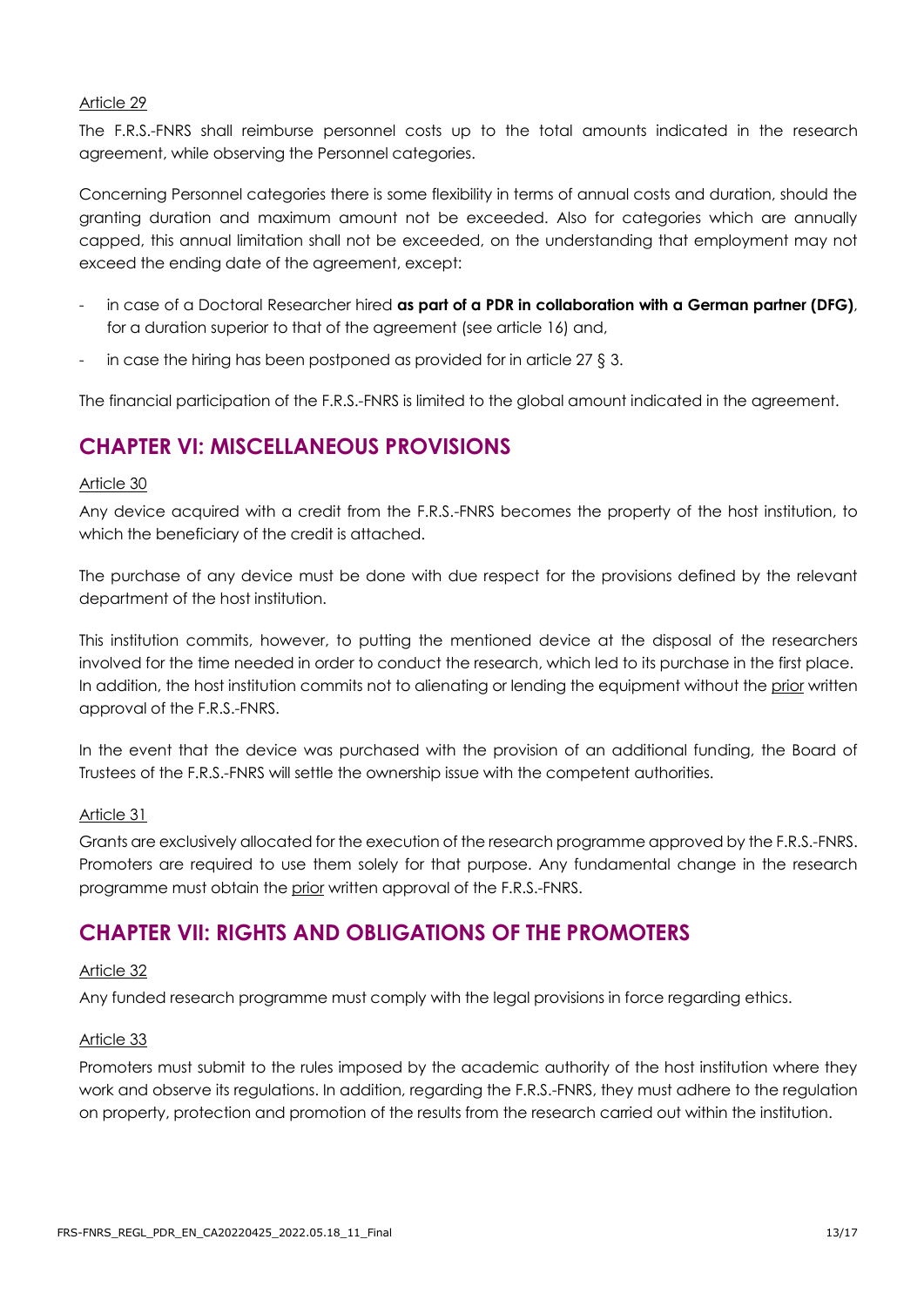Article 29

The F.R.S.-FNRS shall reimburse personnel costs up to the total amounts indicated in the research agreement, while observing the Personnel categories.

Concerning Personnel categories there is some flexibility in terms of annual costs and duration, should the granting duration and maximum amount not be exceeded. Also for categories which are annually capped, this annual limitation shall not be exceeded, on the understanding that employment may not exceed the ending date of the agreement, except:

- in case of a Doctoral Researcher hired **as part of a PDR in collaboration with a German partner (DFG)**, for a duration superior to that of the agreement (see article 16) and,
- in case the hiring has been postponed as provided for in article 27 § 3.

The financial participation of the F.R.S.-FNRS is limited to the global amount indicated in the agreement.

## CHAPTER VI: MISCELLANEOUS PROVISIONS

Article 30

Any device acquired with a credit from the F.R.S.-FNRS becomes the property of the host institution, to which the beneficiary of the credit is attached.

The purchase of any device must be done with due respect for the provisions defined by the relevant department of the host institution.

This institution commits, however, to putting the mentioned device at the disposal of the researchers involved for the time needed in order to conduct the research, which led to its purchase in the first place. In addition, the host institution commits not to alienating or lending the equipment without the prior written approval of the F.R.S.-FNRS.

In the event that the device was purchased with the provision of an additional funding, the Board of Trustees of the F.R.S.-FNRS will settle the ownership issue with the competent authorities.

Article 31

Grants are exclusively allocated for the execution of the research programme approved by the F.R.S.-FNRS. Promoters are required to use them solely for that purpose. Any fundamental change in the research programme must obtain the prior written approval of the F.R.S.-FNRS.

## CHAPTER VII: RIGHTS AND OBLIGATIONS OF THE PROMOTERS

Article 32

Any funded research programme must comply with the legal provisions in force regarding ethics.

Article 33

Promoters must submit to the rules imposed by the academic authority of the host institution where they work and observe its regulations. In addition, regarding the F.R.S.-FNRS, they must adhere to the regulation on property, protection and promotion of the results from the research carried out within the institution.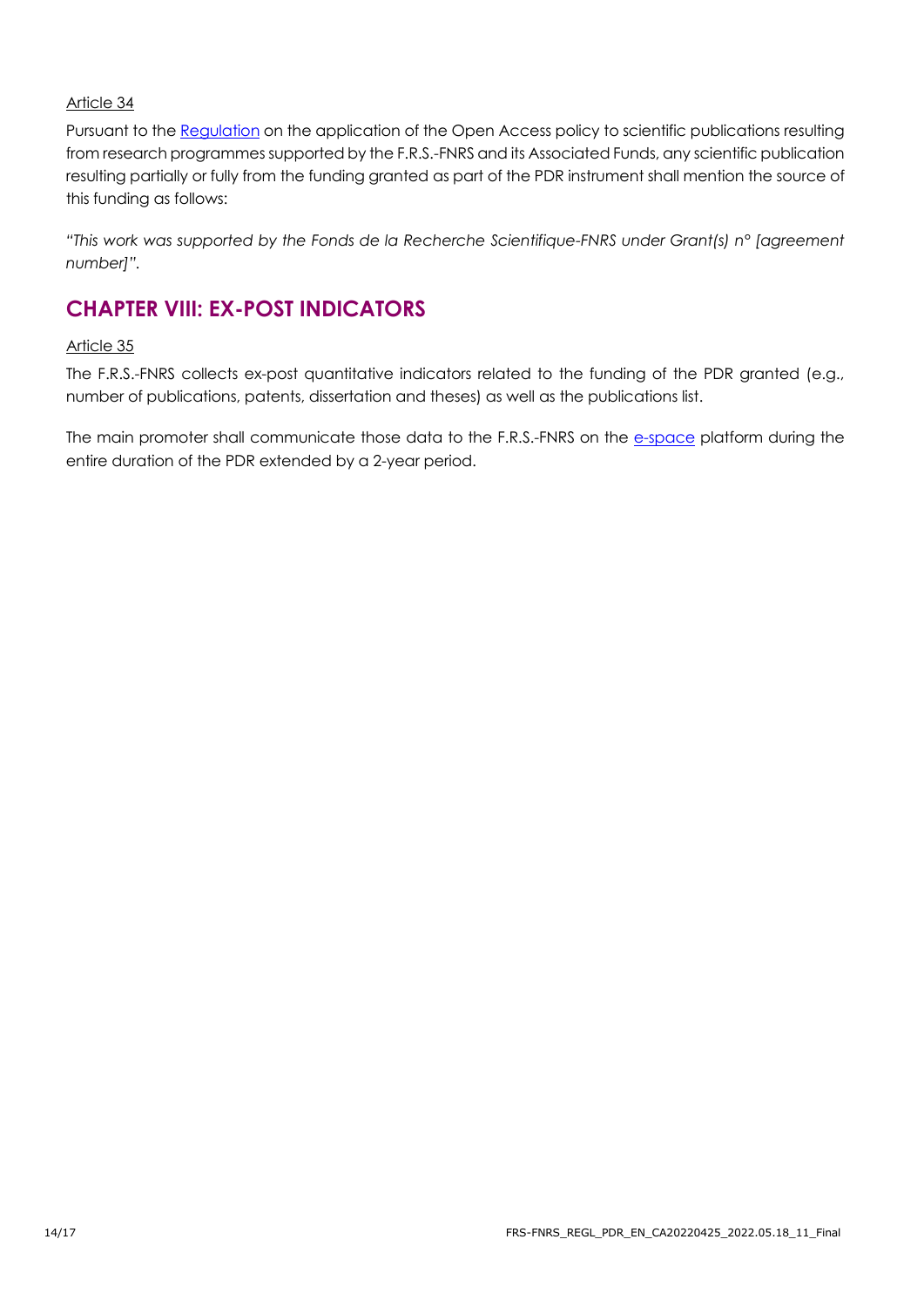Article 34

Pursuant to the Regulation on the application of the Open Access policy to scientific publications resulting from research programmes supported by the F.R.S.-FNRS and its Associated Funds, any scientific publication resulting partially or fully from the funding granted as part of the PDR instrument shall mention the source of this funding as follows:

*"This work was supported by the Fonds de la Recherche Scientifique-FNRS under Grant(s) n° [agreement number]".*

## CHAPTER VIII: EX-POST INDICATORS

Article 35

The F.R.S.-FNRS collects ex-post quantitative indicators related to the funding of the PDR granted (e.g., number of publications, patents, dissertation and theses) as well as the publications list.

The main promoter shall communicate those data to the F.R.S.-FNRS on the e-space platform during the entire duration of the PDR extended by a 2-year period.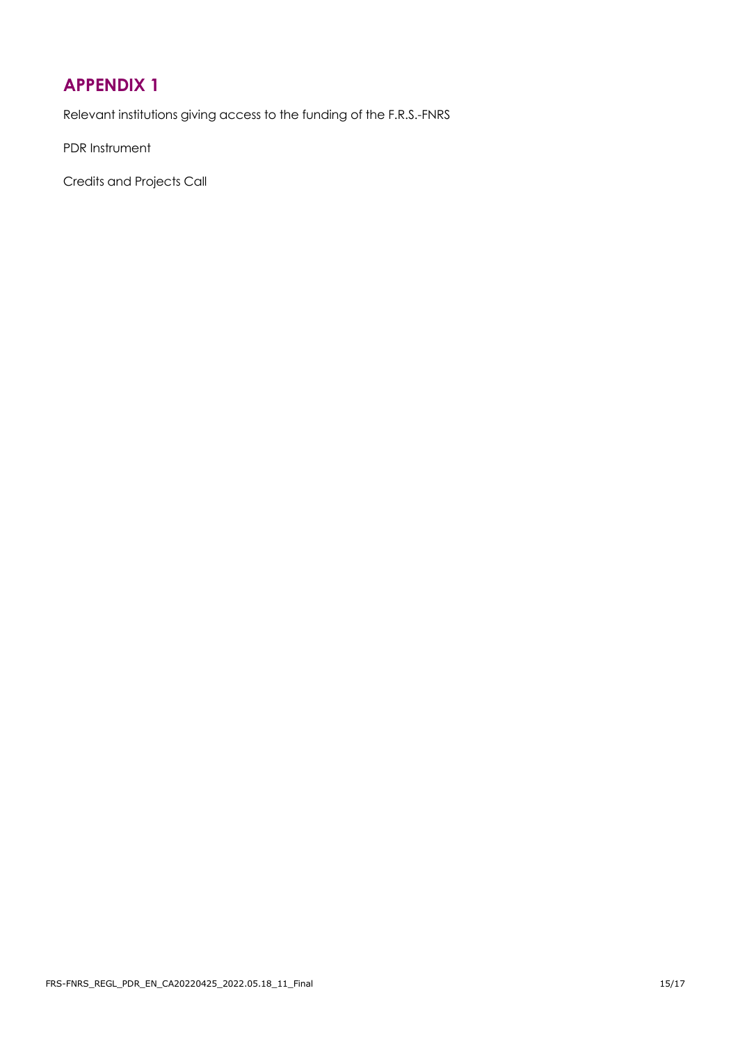# APPENDIX 1

Relevant institutions giving access to the funding of the F.R.S.-FNRS

PDR Instrument

Credits and Projects Call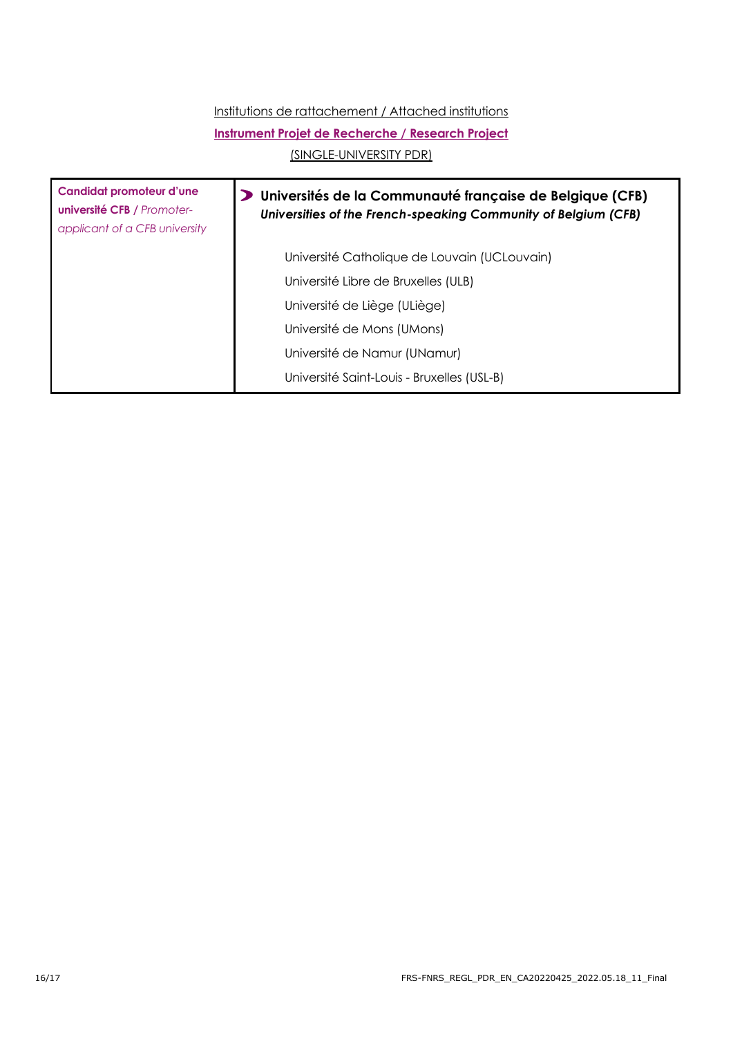Institutions de rattachement / Attached institutions

**Instrument Projet de Recherche / Research Project**

(SINGLE-UNIVERSITY PDR)

| **Candidat promoteur d'une université CFB** / *Promoter-applicant of a CFB university* | **Universités de la Communauté française de Belgique (CFB)** ***Universities of the French-speaking Community of Belgium (CFB)*** |
|---|---|
| | Université Catholique de Louvain (UCLouvain) |
| | Université Libre de Bruxelles (ULB) |
| | Université de Liège (ULiège) |
| | Université de Mons (UMons) |
| | Université de Namur (UNamur) |
| | Université Saint-Louis - Bruxelles (USL-B) |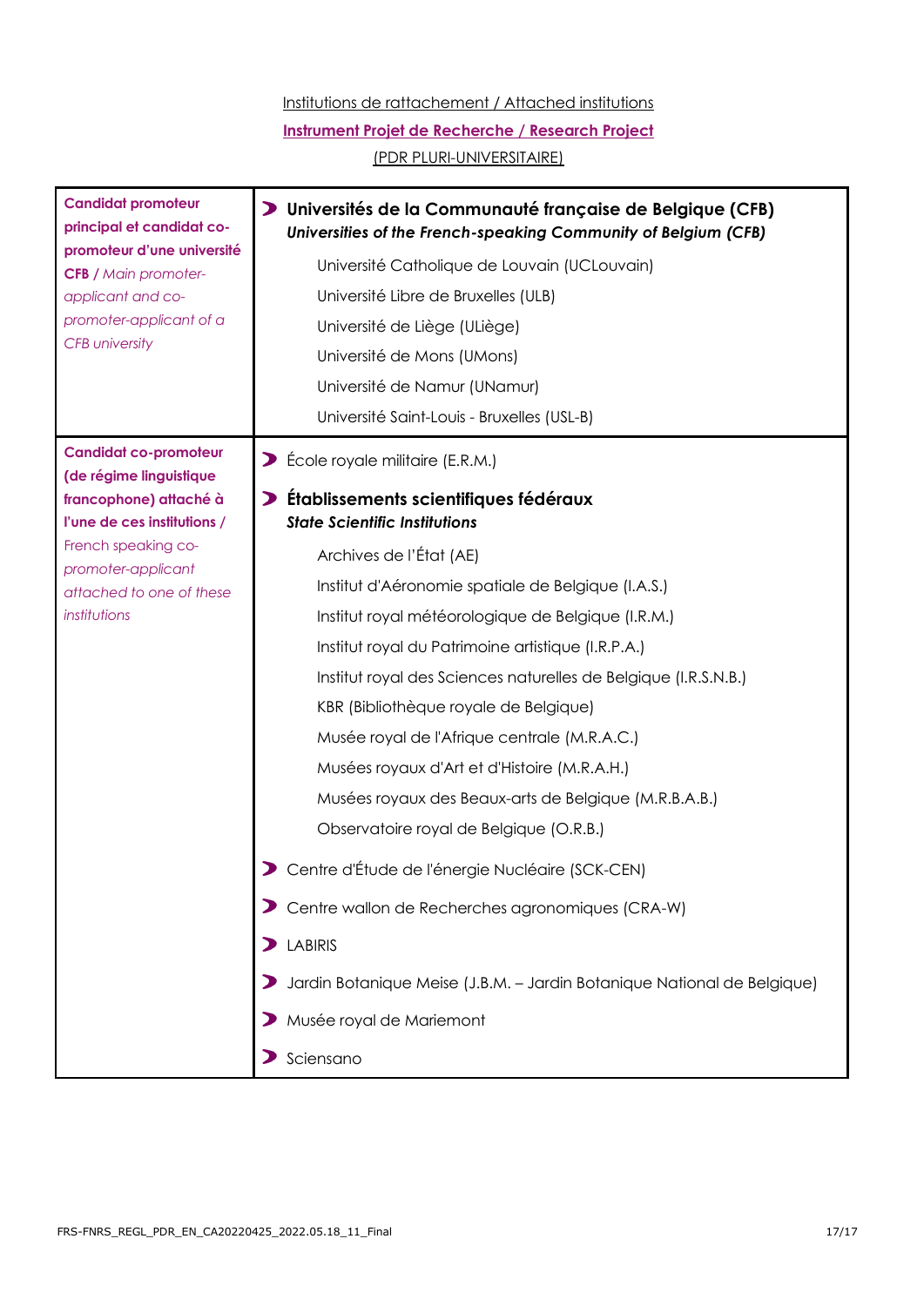Institutions de rattachement / Attached institutions

**Instrument Projet de Recherche / Research Project**

(PDR PLURI-UNIVERSITAIRE)

| | |
|---|---|
| **Candidat promoteur principal et candidat co-promoteur d'une université CFB** / *Main promoter-applicant and co-promoter-applicant of a CFB university* | **Universités de la Communauté française de Belgique (CFB)**<br>***Universities of the French-speaking Community of Belgium (CFB)***<br>Université Catholique de Louvain (UCLouvain)<br>Université Libre de Bruxelles (ULB)<br>Université de Liège (ULiège)<br>Université de Mons (UMons)<br>Université de Namur (UNamur)<br>Université Saint-Louis - Bruxelles (USL-B) |
| **Candidat co-promoteur (de régime linguistique francophone) attaché à l'une de ces institutions** / *French speaking co-promoter-applicant attached to one of these institutions* | École royale militaire (E.R.M.)<br>**Établissements scientifiques fédéraux**<br>***State Scientific Institutions***<br>Archives de l'État (AE)<br>Institut d'Aéronomie spatiale de Belgique (I.A.S.)<br>Institut royal météorologique de Belgique (I.R.M.)<br>Institut royal du Patrimoine artistique (I.R.P.A.)<br>Institut royal des Sciences naturelles de Belgique (I.R.S.N.B.)<br>KBR (Bibliothèque royale de Belgique)<br>Musée royal de l'Afrique centrale (M.R.A.C.)<br>Musées royaux d'Art et d'Histoire (M.R.A.H.)<br>Musées royaux des Beaux-arts de Belgique (M.R.B.A.B.)<br>Observatoire royal de Belgique (O.R.B.)<br>Centre d'Étude de l'énergie Nucléaire (SCK-CEN)<br>Centre wallon de Recherches agronomiques (CRA-W)<br>LABIRIS<br>Jardin Botanique Meise (J.B.M. – Jardin Botanique National de Belgique)<br>Musée royal de Mariemont<br>Sciensano |

FRS-FNRS_REGL_PDR_EN_CA20220425_2022.05.18_11_Final